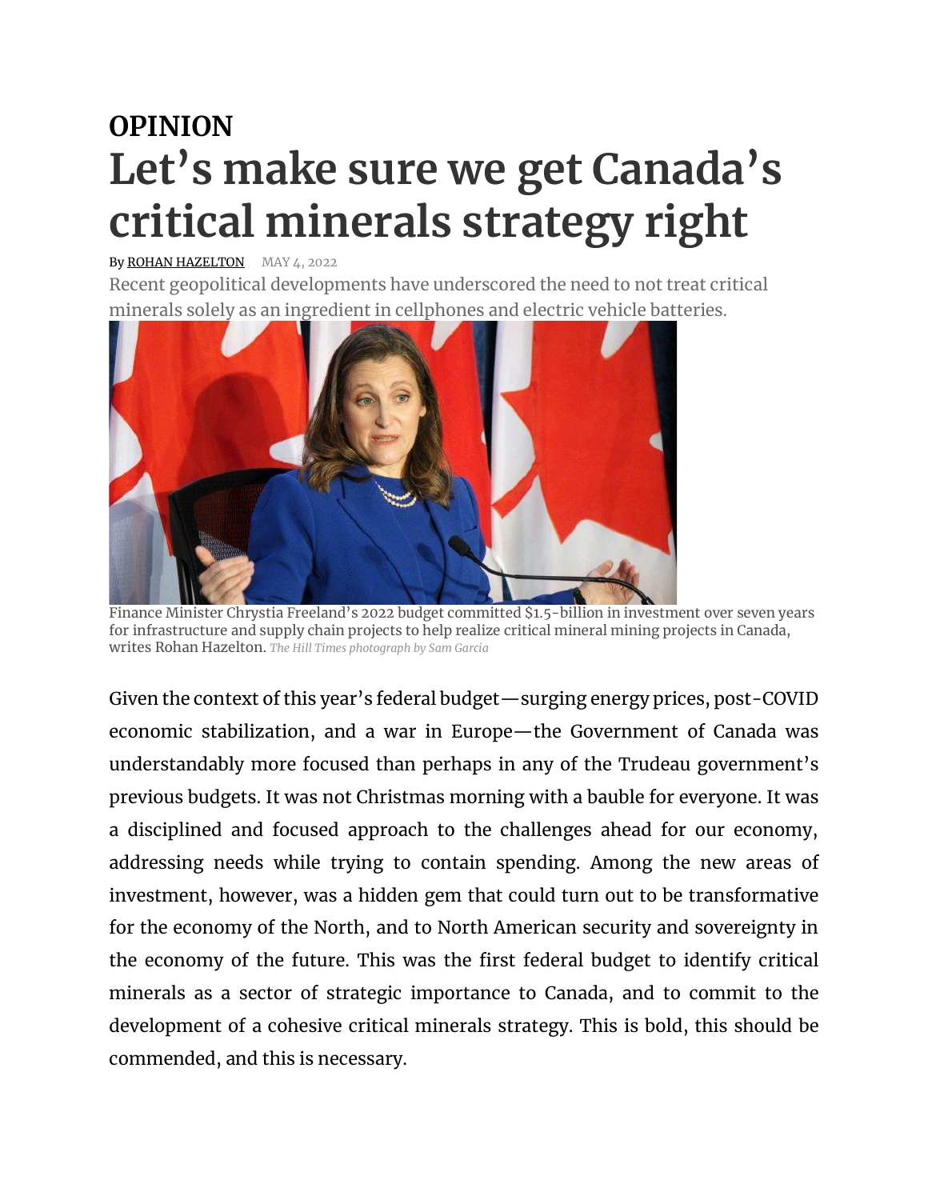**OPINION**

# Let's make sure we get Canada's critical minerals strategy right

By ROHAN HAZELTON MAY 4, 2022

Recent geopolitical developments have underscored the need to not treat critical minerals solely as an ingredient in cellphones and electric vehicle batteries.

Finance Minister Chrystia Freeland's 2022 budget committed $1.5-billion in investment over seven years for infrastructure and supply chain projects to help realize critical mineral mining projects in Canada, writes Rohan Hazelton. *The Hill Times photograph by Sam Garcia*

Given the context of this year's federal budget—surging energy prices, post-COVID economic stabilization, and a war in Europe—the Government of Canada was understandably more focused than perhaps in any of the Trudeau government's previous budgets. It was not Christmas morning with a bauble for everyone. It was a disciplined and focused approach to the challenges ahead for our economy, addressing needs while trying to contain spending. Among the new areas of investment, however, was a hidden gem that could turn out to be transformative for the economy of the North, and to North American security and sovereignty in the economy of the future. This was the first federal budget to identify critical minerals as a sector of strategic importance to Canada, and to commit to the development of a cohesive critical minerals strategy. This is bold, this should be commended, and this is necessary.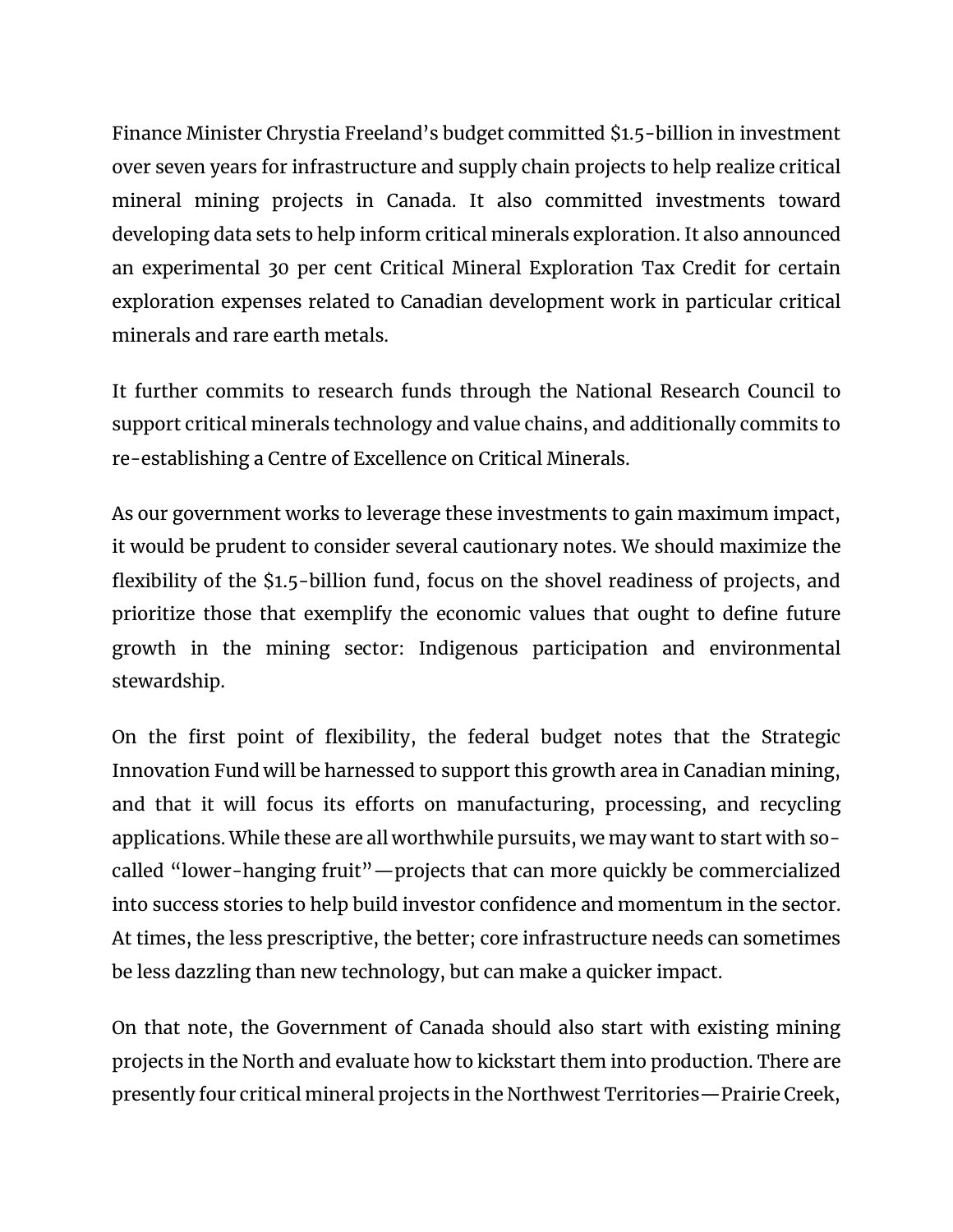Finance Minister Chrystia Freeland's budget committed $1.5-billion in investment over seven years for infrastructure and supply chain projects to help realize critical mineral mining projects in Canada. It also committed investments toward developing data sets to help inform critical minerals exploration. It also announced an experimental 30 per cent Critical Mineral Exploration Tax Credit for certain exploration expenses related to Canadian development work in particular critical minerals and rare earth metals.

It further commits to research funds through the National Research Council to support critical minerals technology and value chains, and additionally commits to re-establishing a Centre of Excellence on Critical Minerals.

As our government works to leverage these investments to gain maximum impact, it would be prudent to consider several cautionary notes. We should maximize the flexibility of the $1.5-billion fund, focus on the shovel readiness of projects, and prioritize those that exemplify the economic values that ought to define future growth in the mining sector: Indigenous participation and environmental stewardship.

On the first point of flexibility, the federal budget notes that the Strategic Innovation Fund will be harnessed to support this growth area in Canadian mining, and that it will focus its efforts on manufacturing, processing, and recycling applications. While these are all worthwhile pursuits, we may want to start with so-called "lower-hanging fruit"—projects that can more quickly be commercialized into success stories to help build investor confidence and momentum in the sector. At times, the less prescriptive, the better; core infrastructure needs can sometimes be less dazzling than new technology, but can make a quicker impact.

On that note, the Government of Canada should also start with existing mining projects in the North and evaluate how to kickstart them into production. There are presently four critical mineral projects in the Northwest Territories—Prairie Creek,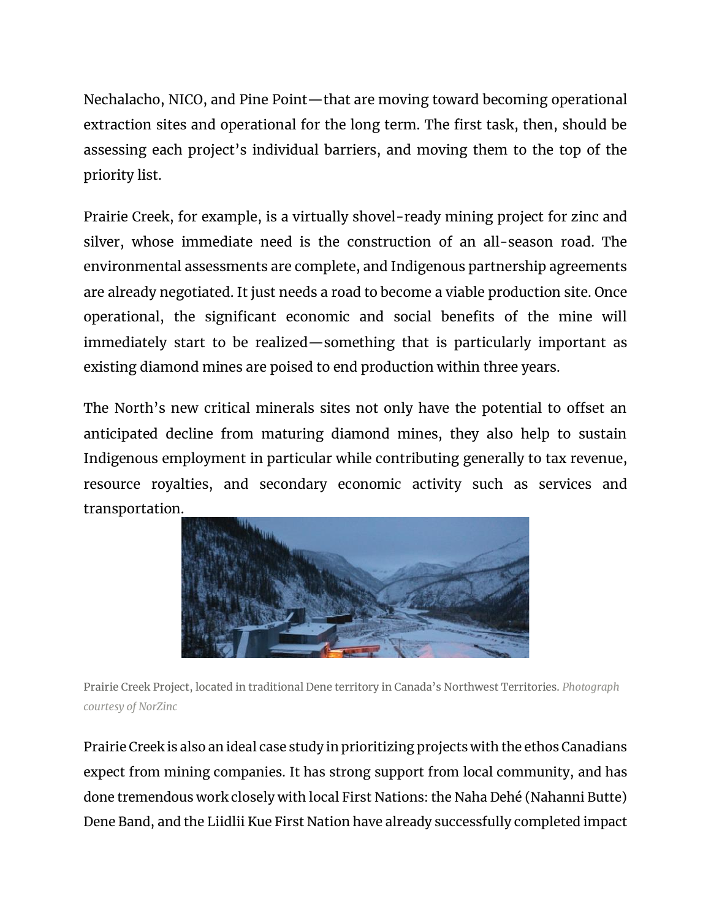Nechalacho, NICO, and Pine Point—that are moving toward becoming operational extraction sites and operational for the long term. The first task, then, should be assessing each project's individual barriers, and moving them to the top of the priority list.

Prairie Creek, for example, is a virtually shovel-ready mining project for zinc and silver, whose immediate need is the construction of an all-season road. The environmental assessments are complete, and Indigenous partnership agreements are already negotiated. It just needs a road to become a viable production site. Once operational, the significant economic and social benefits of the mine will immediately start to be realized—something that is particularly important as existing diamond mines are poised to end production within three years.

The North's new critical minerals sites not only have the potential to offset an anticipated decline from maturing diamond mines, they also help to sustain Indigenous employment in particular while contributing generally to tax revenue, resource royalties, and secondary economic activity such as services and transportation.

Prairie Creek Project, located in traditional Dene territory in Canada's Northwest Territories. *Photograph courtesy of NorZinc*

Prairie Creek is also an ideal case study in prioritizing projects with the ethos Canadians expect from mining companies. It has strong support from local community, and has done tremendous work closely with local First Nations: the Naha Dehé (Nahanni Butte) Dene Band, and the Liidlii Kue First Nation have already successfully completed impact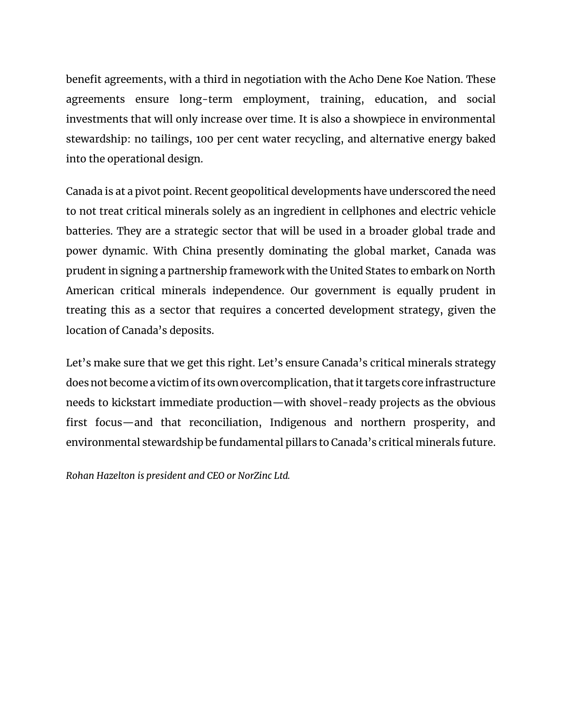benefit agreements, with a third in negotiation with the Acho Dene Koe Nation. These agreements ensure long-term employment, training, education, and social investments that will only increase over time. It is also a showpiece in environmental stewardship: no tailings, 100 per cent water recycling, and alternative energy baked into the operational design.

Canada is at a pivot point. Recent geopolitical developments have underscored the need to not treat critical minerals solely as an ingredient in cellphones and electric vehicle batteries. They are a strategic sector that will be used in a broader global trade and power dynamic. With China presently dominating the global market, Canada was prudent in signing a partnership framework with the United States to embark on North American critical minerals independence. Our government is equally prudent in treating this as a sector that requires a concerted development strategy, given the location of Canada's deposits.

Let's make sure that we get this right. Let's ensure Canada's critical minerals strategy does not become a victim of its own overcomplication, that it targets core infrastructure needs to kickstart immediate production—with shovel-ready projects as the obvious first focus—and that reconciliation, Indigenous and northern prosperity, and environmental stewardship be fundamental pillars to Canada's critical minerals future.

*Rohan Hazelton is president and CEO or NorZinc Ltd.*